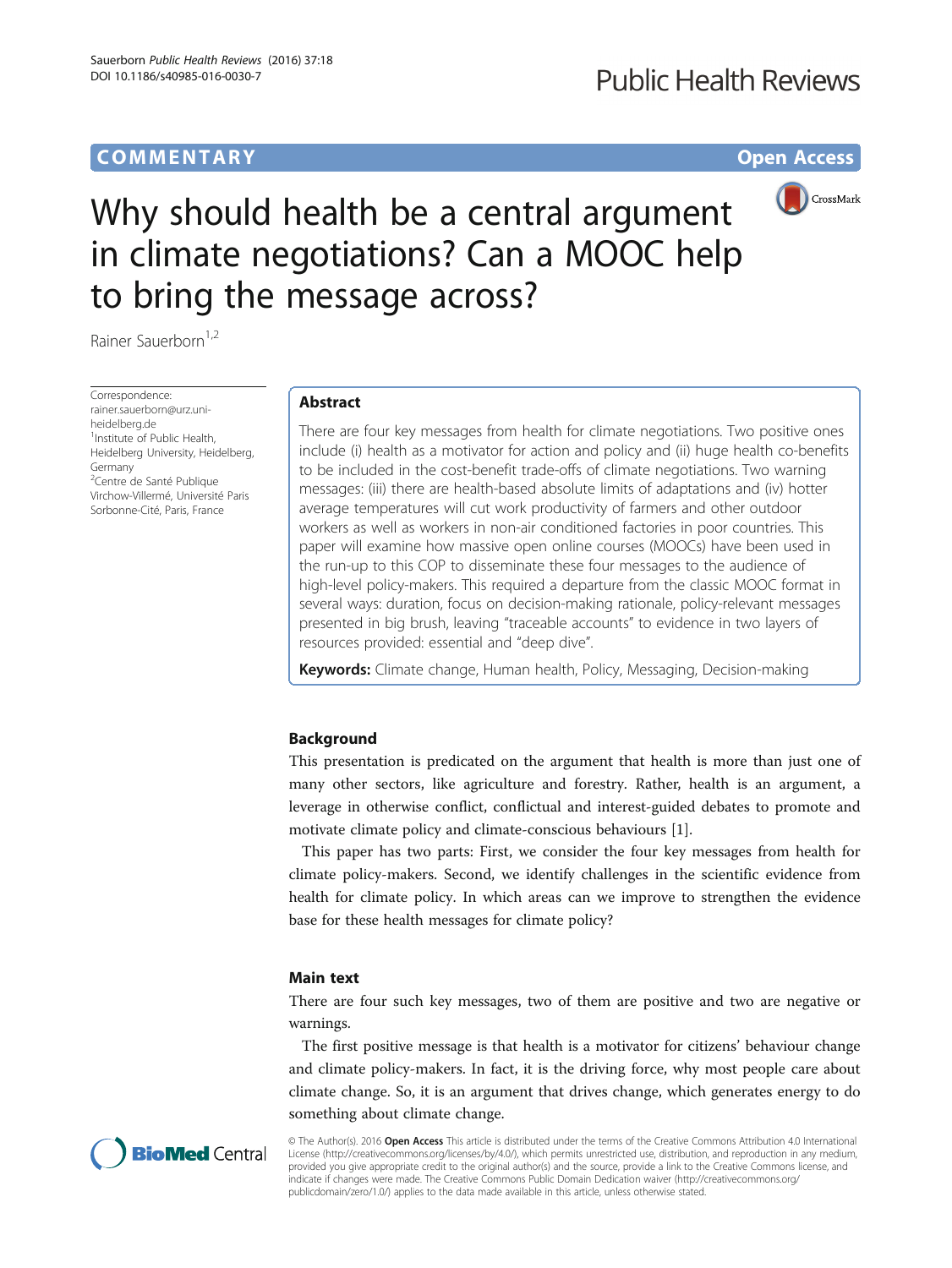# Why should health be a central argument in climate negotiations? Can a MOOC help to bring the message across?

Rainer Sauerborn[1,2]

Correspondence: rainer.sauerborn@urz.uni-heidelberg.de
[1]Institute of Public Health, Heidelberg University, Heidelberg, Germany
[2]Centre de Santé Publique Virchow-Villermé, Université Paris Sorbonne-Cité, Paris, France

## Abstract

There are four key messages from health for climate negotiations. Two positive ones include (i) health as a motivator for action and policy and (ii) huge health co-benefits to be included in the cost-benefit trade-offs of climate negotiations. Two warning messages: (iii) there are health-based absolute limits of adaptations and (iv) hotter average temperatures will cut work productivity of farmers and other outdoor workers as well as workers in non-air conditioned factories in poor countries. This paper will examine how massive open online courses (MOOCs) have been used in the run-up to this COP to disseminate these four messages to the audience of high-level policy-makers. This required a departure from the classic MOOC format in several ways: duration, focus on decision-making rationale, policy-relevant messages presented in big brush, leaving "traceable accounts" to evidence in two layers of resources provided: essential and "deep dive".

**Keywords:** Climate change, Human health, Policy, Messaging, Decision-making

## Background

This presentation is predicated on the argument that health is more than just one of many other sectors, like agriculture and forestry. Rather, health is an argument, a leverage in otherwise conflict, conflictual and interest-guided debates to promote and motivate climate policy and climate-conscious behaviours [1].

This paper has two parts: First, we consider the four key messages from health for climate policy-makers. Second, we identify challenges in the scientific evidence from health for climate policy. In which areas can we improve to strengthen the evidence base for these health messages for climate policy?

## Main text

There are four such key messages, two of them are positive and two are negative or warnings.

The first positive message is that health is a motivator for citizens' behaviour change and climate policy-makers. In fact, it is the driving force, why most people care about climate change. So, it is an argument that drives change, which generates energy to do something about climate change.

© The Author(s). 2016 **Open Access** This article is distributed under the terms of the Creative Commons Attribution 4.0 International License (http://creativecommons.org/licenses/by/4.0/), which permits unrestricted use, distribution, and reproduction in any medium, provided you give appropriate credit to the original author(s) and the source, provide a link to the Creative Commons license, and indicate if changes were made. The Creative Commons Public Domain Dedication waiver (http://creativecommons.org/publicdomain/zero/1.0/) applies to the data made available in this article, unless otherwise stated.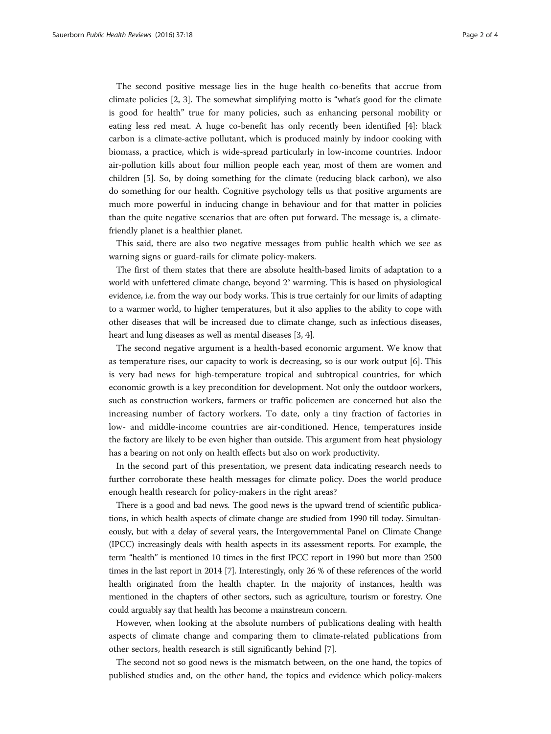The second positive message lies in the huge health co-benefits that accrue from climate policies [2, 3]. The somewhat simplifying motto is "what's good for the climate is good for health" true for many policies, such as enhancing personal mobility or eating less red meat. A huge co-benefit has only recently been identified [4]: black carbon is a climate-active pollutant, which is produced mainly by indoor cooking with biomass, a practice, which is wide-spread particularly in low-income countries. Indoor air-pollution kills about four million people each year, most of them are women and children [5]. So, by doing something for the climate (reducing black carbon), we also do something for our health. Cognitive psychology tells us that positive arguments are much more powerful in inducing change in behaviour and for that matter in policies than the quite negative scenarios that are often put forward. The message is, a climate-friendly planet is a healthier planet.

This said, there are also two negative messages from public health which we see as warning signs or guard-rails for climate policy-makers.

The first of them states that there are absolute health-based limits of adaptation to a world with unfettered climate change, beyond 2° warming. This is based on physiological evidence, i.e. from the way our body works. This is true certainly for our limits of adapting to a warmer world, to higher temperatures, but it also applies to the ability to cope with other diseases that will be increased due to climate change, such as infectious diseases, heart and lung diseases as well as mental diseases [3, 4].

The second negative argument is a health-based economic argument. We know that as temperature rises, our capacity to work is decreasing, so is our work output [6]. This is very bad news for high-temperature tropical and subtropical countries, for which economic growth is a key precondition for development. Not only the outdoor workers, such as construction workers, farmers or traffic policemen are concerned but also the increasing number of factory workers. To date, only a tiny fraction of factories in low- and middle-income countries are air-conditioned. Hence, temperatures inside the factory are likely to be even higher than outside. This argument from heat physiology has a bearing on not only on health effects but also on work productivity.

In the second part of this presentation, we present data indicating research needs to further corroborate these health messages for climate policy. Does the world produce enough health research for policy-makers in the right areas?

There is a good and bad news. The good news is the upward trend of scientific publications, in which health aspects of climate change are studied from 1990 till today. Simultaneously, but with a delay of several years, the Intergovernmental Panel on Climate Change (IPCC) increasingly deals with health aspects in its assessment reports. For example, the term "health" is mentioned 10 times in the first IPCC report in 1990 but more than 2500 times in the last report in 2014 [7]. Interestingly, only 26 % of these references of the world health originated from the health chapter. In the majority of instances, health was mentioned in the chapters of other sectors, such as agriculture, tourism or forestry. One could arguably say that health has become a mainstream concern.

However, when looking at the absolute numbers of publications dealing with health aspects of climate change and comparing them to climate-related publications from other sectors, health research is still significantly behind [7].

The second not so good news is the mismatch between, on the one hand, the topics of published studies and, on the other hand, the topics and evidence which policy-makers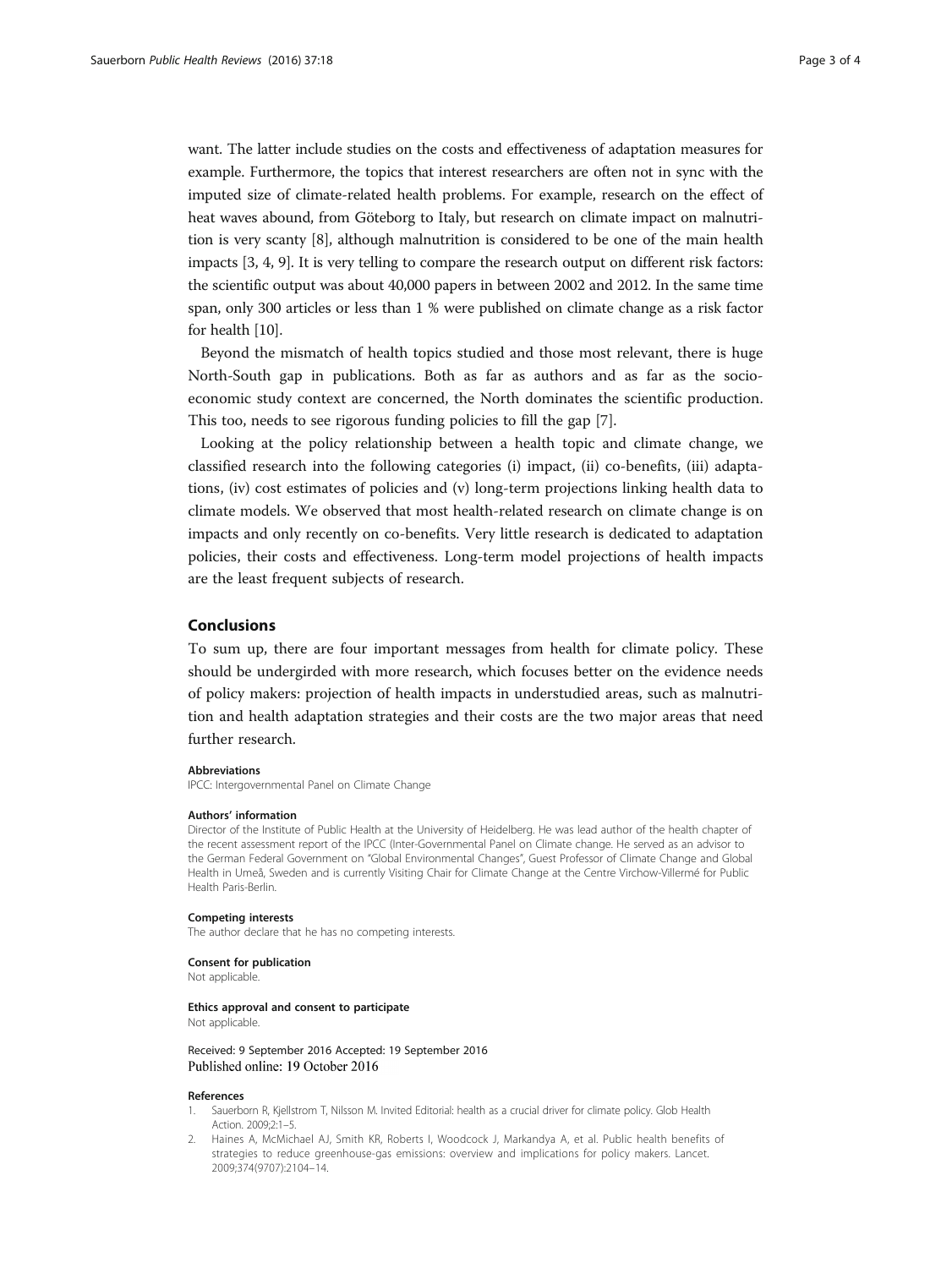want. The latter include studies on the costs and effectiveness of adaptation measures for example. Furthermore, the topics that interest researchers are often not in sync with the imputed size of climate-related health problems. For example, research on the effect of heat waves abound, from Göteborg to Italy, but research on climate impact on malnutrition is very scanty [8], although malnutrition is considered to be one of the main health impacts [3, 4, 9]. It is very telling to compare the research output on different risk factors: the scientific output was about 40,000 papers in between 2002 and 2012. In the same time span, only 300 articles or less than 1 % were published on climate change as a risk factor for health [10].

Beyond the mismatch of health topics studied and those most relevant, there is huge North-South gap in publications. Both as far as authors and as far as the socio-economic study context are concerned, the North dominates the scientific production. This too, needs to see rigorous funding policies to fill the gap [7].

Looking at the policy relationship between a health topic and climate change, we classified research into the following categories (i) impact, (ii) co-benefits, (iii) adaptations, (iv) cost estimates of policies and (v) long-term projections linking health data to climate models. We observed that most health-related research on climate change is on impacts and only recently on co-benefits. Very little research is dedicated to adaptation policies, their costs and effectiveness. Long-term model projections of health impacts are the least frequent subjects of research.

## Conclusions

To sum up, there are four important messages from health for climate policy. These should be undergirded with more research, which focuses better on the evidence needs of policy makers: projection of health impacts in understudied areas, such as malnutrition and health adaptation strategies and their costs are the two major areas that need further research.

#### Abbreviations

IPCC: Intergovernmental Panel on Climate Change

#### Authors' information

Director of the Institute of Public Health at the University of Heidelberg. He was lead author of the health chapter of the recent assessment report of the IPCC (Inter-Governmental Panel on Climate change. He served as an advisor to the German Federal Government on "Global Environmental Changes", Guest Professor of Climate Change and Global Health in Umeå, Sweden and is currently Visiting Chair for Climate Change at the Centre Virchow-Villermé for Public Health Paris-Berlin.

#### Competing interests

The author declare that he has no competing interests.

#### Consent for publication

Not applicable.

#### Ethics approval and consent to participate

Not applicable.

Received: 9 September 2016 Accepted: 19 September 2016
Published online: 19 October 2016

#### References

1. Sauerborn R, Kjellstrom T, Nilsson M. Invited Editorial: health as a crucial driver for climate policy. Glob Health Action. 2009;2:1–5.
2. Haines A, McMichael AJ, Smith KR, Roberts I, Woodcock J, Markandya A, et al. Public health benefits of strategies to reduce greenhouse-gas emissions: overview and implications for policy makers. Lancet. 2009;374(9707):2104–14.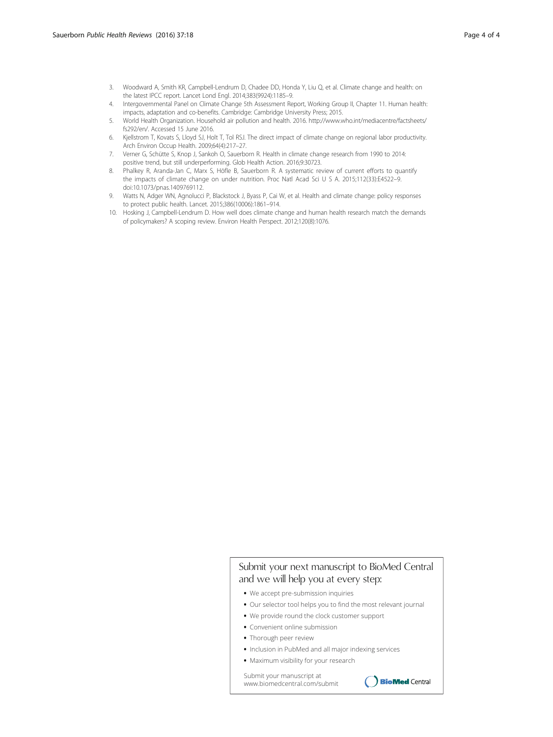3. Woodward A, Smith KR, Campbell-Lendrum D, Chadee DD, Honda Y, Liu Q, et al. Climate change and health: on the latest IPCC report. Lancet Lond Engl. 2014;383(9924):1185–9.
4. Intergovernmental Panel on Climate Change 5th Assessment Report, Working Group II, Chapter 11. Human health: impacts, adaptation and co-benefits. Cambridge: Cambridge University Press; 2015.
5. World Health Organization. Household air pollution and health. 2016. http://www.who.int/mediacentre/factsheets/fs292/en/. Accessed 15 June 2016.
6. Kjellstrom T, Kovats S, Lloyd SJ, Holt T, Tol RSJ. The direct impact of climate change on regional labor productivity. Arch Environ Occup Health. 2009;64(4):217–27.
7. Verner G, Schütte S, Knop J, Sankoh O, Sauerborn R. Health in climate change research from 1990 to 2014: positive trend, but still underperforming. Glob Health Action. 2016;9:30723.
8. Phalkey R, Aranda-Jan C, Marx S, Höfle B, Sauerborn R. A systematic review of current efforts to quantify the impacts of climate change on under nutrition. Proc Natl Acad Sci U S A. 2015;112(33):E4522–9. doi:10.1073/pnas.1409769112.
9. Watts N, Adger WN, Agnolucci P, Blackstock J, Byass P, Cai W, et al. Health and climate change: policy responses to protect public health. Lancet. 2015;386(10006):1861–914.
10. Hosking J, Campbell-Lendrum D. How well does climate change and human health research match the demands of policymakers? A scoping review. Environ Health Perspect. 2012;120(8):1076.

Submit your next manuscript to BioMed Central and we will help you at every step:

- We accept pre-submission inquiries
- Our selector tool helps you to find the most relevant journal
- We provide round the clock customer support
- Convenient online submission
- Thorough peer review
- Inclusion in PubMed and all major indexing services
- Maximum visibility for your research

Submit your manuscript at
www.biomedcentral.com/submit

BioMed Central